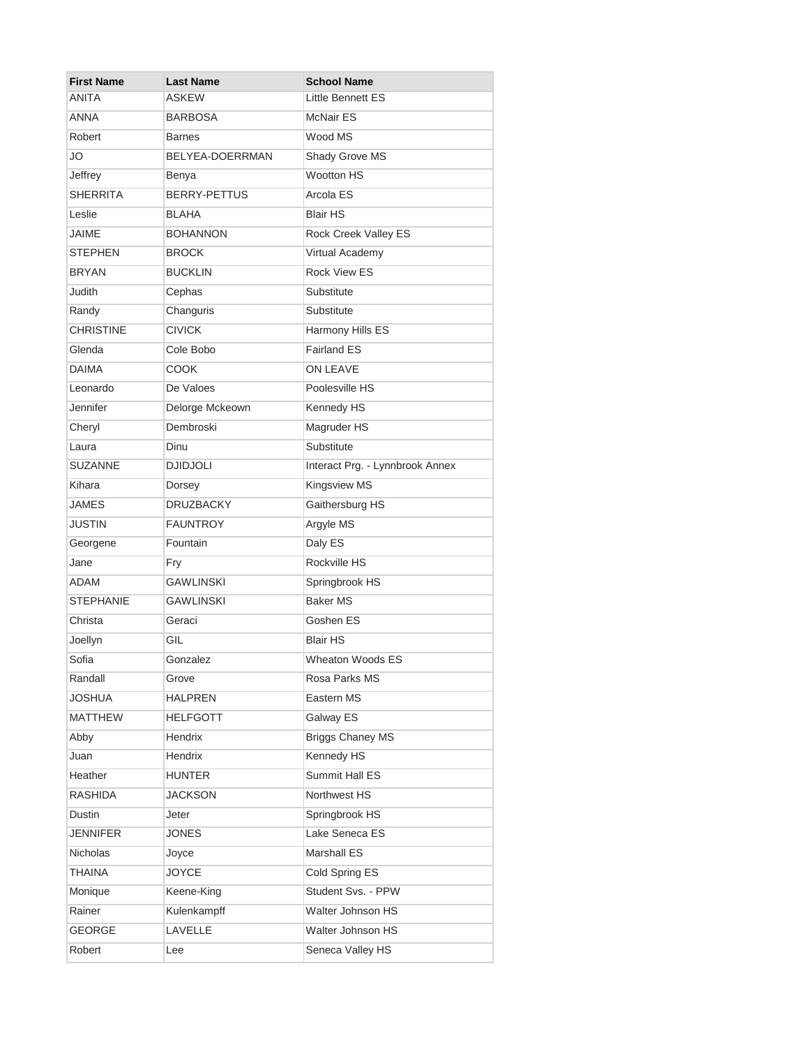| First Name | Last Name | School Name |
| --- | --- | --- |
| ANITA | ASKEW | Little Bennett ES |
| ANNA | BARBOSA | McNair ES |
| Robert | Barnes | Wood MS |
| JO | BELYEA-DOERRMAN | Shady Grove MS |
| Jeffrey | Benya | Wootton HS |
| SHERRITA | BERRY-PETTUS | Arcola ES |
| Leslie | BLAHA | Blair HS |
| JAIME | BOHANNON | Rock Creek Valley ES |
| STEPHEN | BROCK | Virtual Academy |
| BRYAN | BUCKLIN | Rock View ES |
| Judith | Cephas | Substitute |
| Randy | Changuris | Substitute |
| CHRISTINE | CIVICK | Harmony Hills ES |
| Glenda | Cole Bobo | Fairland ES |
| DAIMA | COOK | ON LEAVE |
| Leonardo | De Valoes | Poolesville HS |
| Jennifer | Delorge Mckeown | Kennedy HS |
| Cheryl | Dembroski | Magruder HS |
| Laura | Dinu | Substitute |
| SUZANNE | DJIDJOLI | Interact Prg. - Lynnbrook Annex |
| Kihara | Dorsey | Kingsview MS |
| JAMES | DRUZBACKY | Gaithersburg HS |
| JUSTIN | FAUNTROY | Argyle MS |
| Georgene | Fountain | Daly ES |
| Jane | Fry | Rockville HS |
| ADAM | GAWLINSKI | Springbrook HS |
| STEPHANIE | GAWLINSKI | Baker MS |
| Christa | Geraci | Goshen ES |
| Joellyn | GIL | Blair HS |
| Sofia | Gonzalez | Wheaton Woods ES |
| Randall | Grove | Rosa Parks MS |
| JOSHUA | HALPREN | Eastern MS |
| MATTHEW | HELFGOTT | Galway ES |
| Abby | Hendrix | Briggs Chaney MS |
| Juan | Hendrix | Kennedy HS |
| Heather | HUNTER | Summit Hall ES |
| RASHIDA | JACKSON | Northwest HS |
| Dustin | Jeter | Springbrook HS |
| JENNIFER | JONES | Lake Seneca ES |
| Nicholas | Joyce | Marshall ES |
| THAINA | JOYCE | Cold Spring ES |
| Monique | Keene-King | Student Svs. - PPW |
| Rainer | Kulenkampff | Walter Johnson HS |
| GEORGE | LAVELLE | Walter Johnson HS |
| Robert | Lee | Seneca Valley HS |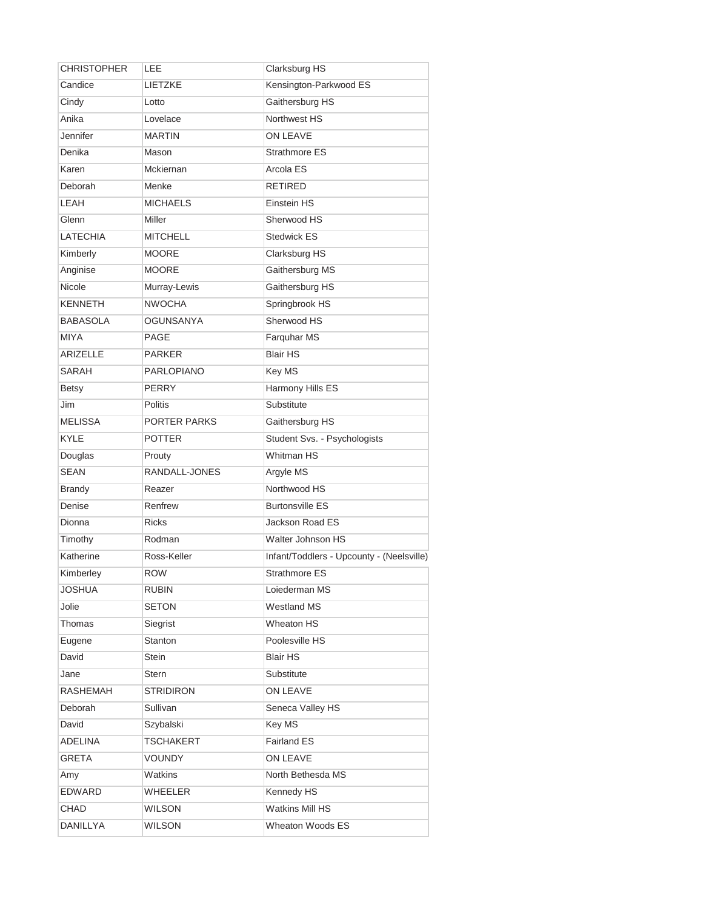| CHRISTOPHER | LEE | Clarksburg HS |
|---|---|---|
| Candice | LIETZKE | Kensington-Parkwood ES |
| Cindy | Lotto | Gaithersburg HS |
| Anika | Lovelace | Northwest HS |
| Jennifer | MARTIN | ON LEAVE |
| Denika | Mason | Strathmore ES |
| Karen | Mckiernan | Arcola ES |
| Deborah | Menke | RETIRED |
| LEAH | MICHAELS | Einstein HS |
| Glenn | Miller | Sherwood HS |
| LATECHIA | MITCHELL | Stedwick ES |
| Kimberly | MOORE | Clarksburg HS |
| Anginise | MOORE | Gaithersburg MS |
| Nicole | Murray-Lewis | Gaithersburg HS |
| KENNETH | NWOCHA | Springbrook HS |
| BABASOLA | OGUNSANYA | Sherwood HS |
| MIYA | PAGE | Farquhar MS |
| ARIZELLE | PARKER | Blair HS |
| SARAH | PARLOPIANO | Key MS |
| Betsy | PERRY | Harmony Hills ES |
| Jim | Politis | Substitute |
| MELISSA | PORTER PARKS | Gaithersburg HS |
| KYLE | POTTER | Student Svs. - Psychologists |
| Douglas | Prouty | Whitman HS |
| SEAN | RANDALL-JONES | Argyle MS |
| Brandy | Reazer | Northwood HS |
| Denise | Renfrew | Burtonsville ES |
| Dionna | Ricks | Jackson Road ES |
| Timothy | Rodman | Walter Johnson HS |
| Katherine | Ross-Keller | Infant/Toddlers - Upcounty - (Neelsville) |
| Kimberley | ROW | Strathmore ES |
| JOSHUA | RUBIN | Loiederman MS |
| Jolie | SETON | Westland MS |
| Thomas | Siegrist | Wheaton HS |
| Eugene | Stanton | Poolesville HS |
| David | Stein | Blair HS |
| Jane | Stern | Substitute |
| RASHEMAH | STRIDIRON | ON LEAVE |
| Deborah | Sullivan | Seneca Valley HS |
| David | Szybalski | Key MS |
| ADELINA | TSCHAKERT | Fairland ES |
| GRETA | VOUNDY | ON LEAVE |
| Amy | Watkins | North Bethesda MS |
| EDWARD | WHEELER | Kennedy HS |
| CHAD | WILSON | Watkins Mill HS |
| DANILLYA | WILSON | Wheaton Woods ES |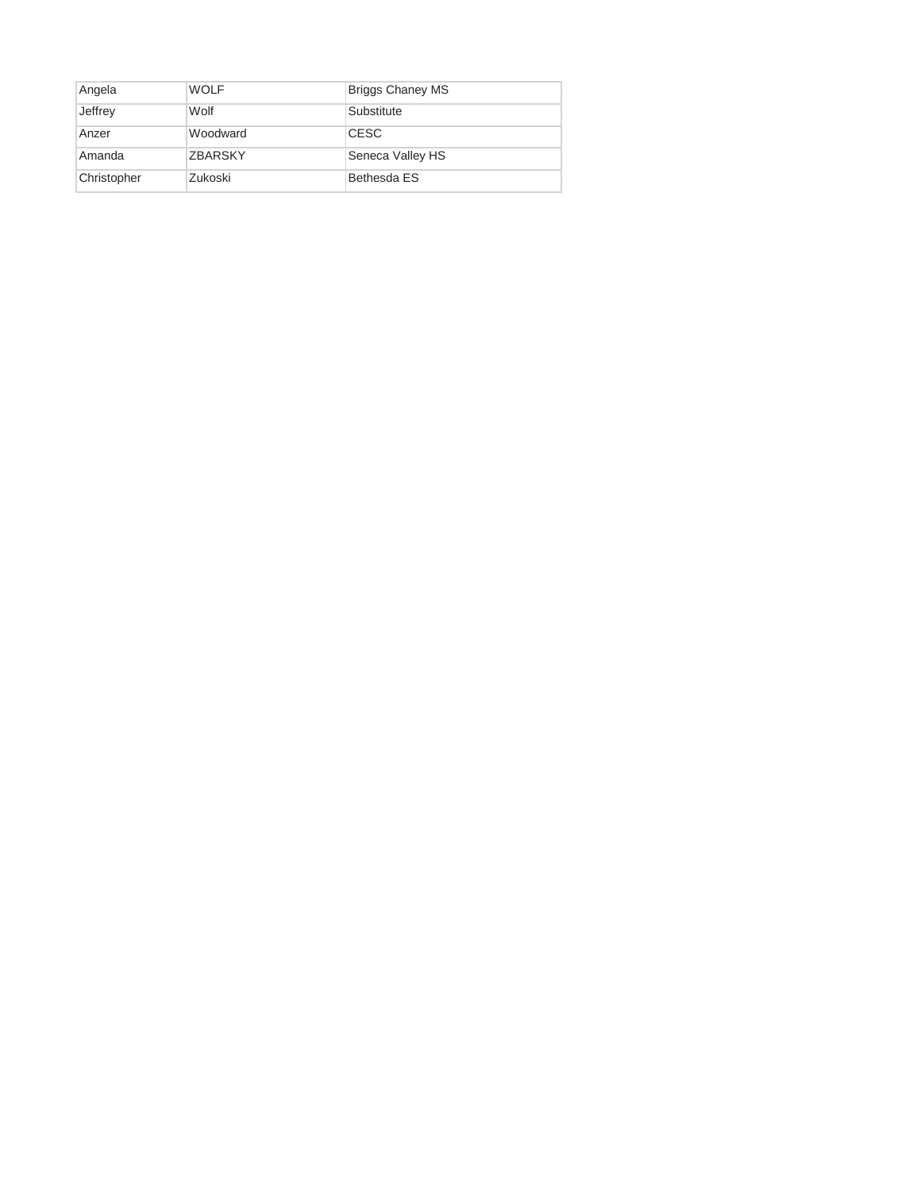| | | |
|---|---|---|
| Angela | WOLF | Briggs Chaney MS |
| Jeffrey | Wolf | Substitute |
| Anzer | Woodward | CESC |
| Amanda | ZBARSKY | Seneca Valley HS |
| Christopher | Zukoski | Bethesda ES |